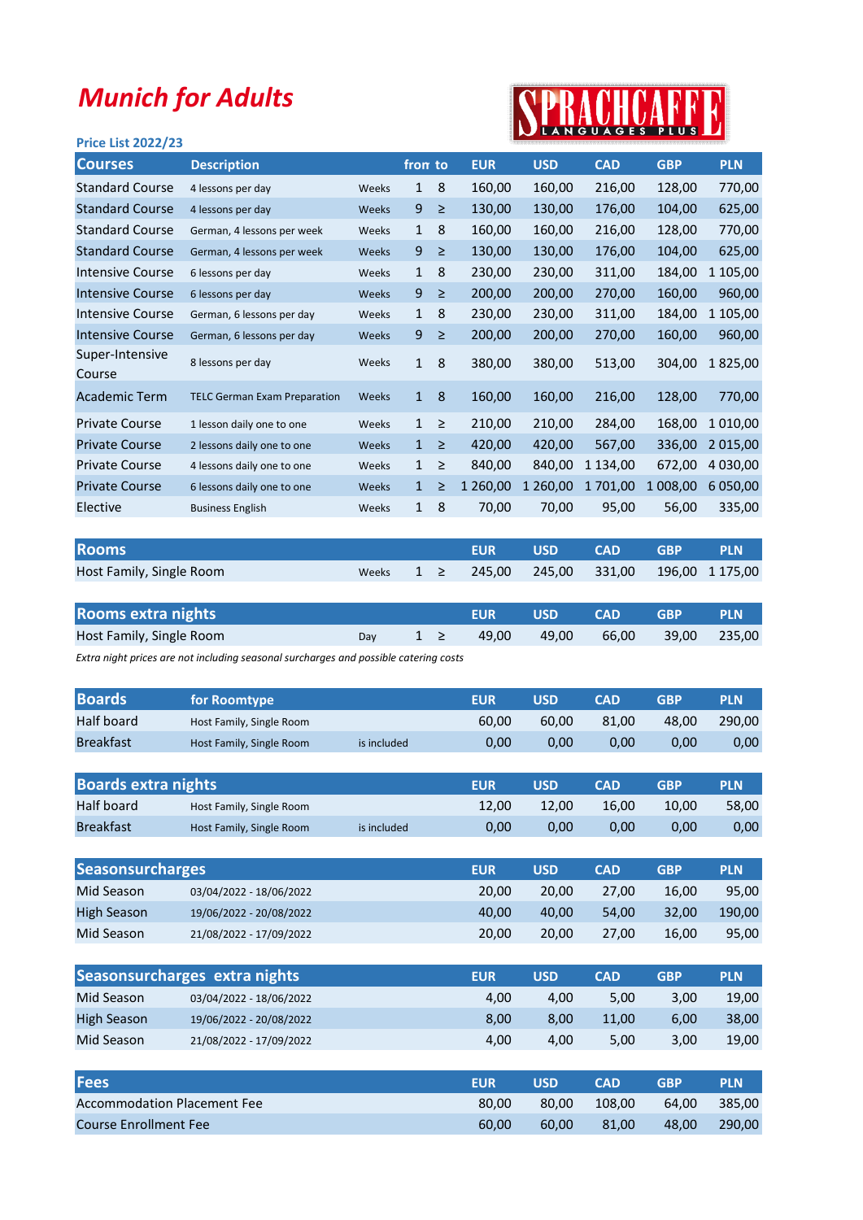# Munich for Adults

SPRACHCAFFE LANGUAGES PLUS

### Price List 2022/23

| Courses | Description | | from | to | EUR | USD | CAD | GBP | PLN |
|---|---|---|---|---|---|---|---|---|---|
| Standard Course | 4 lessons per day | Weeks | 1 | 8 | 160,00 | 160,00 | 216,00 | 128,00 | 770,00 |
| Standard Course | 4 lessons per day | Weeks | 9 | ≥ | 130,00 | 130,00 | 176,00 | 104,00 | 625,00 |
| Standard Course | German, 4 lessons per week | Weeks | 1 | 8 | 160,00 | 160,00 | 216,00 | 128,00 | 770,00 |
| Standard Course | German, 4 lessons per week | Weeks | 9 | ≥ | 130,00 | 130,00 | 176,00 | 104,00 | 625,00 |
| Intensive Course | 6 lessons per day | Weeks | 1 | 8 | 230,00 | 230,00 | 311,00 | 184,00 | 1 105,00 |
| Intensive Course | 6 lessons per day | Weeks | 9 | ≥ | 200,00 | 200,00 | 270,00 | 160,00 | 960,00 |
| Intensive Course | German, 6 lessons per day | Weeks | 1 | 8 | 230,00 | 230,00 | 311,00 | 184,00 | 1 105,00 |
| Intensive Course | German, 6 lessons per day | Weeks | 9 | ≥ | 200,00 | 200,00 | 270,00 | 160,00 | 960,00 |
| Super-Intensive Course | 8 lessons per day | Weeks | 1 | 8 | 380,00 | 380,00 | 513,00 | 304,00 | 1 825,00 |
| Academic Term | TELC German Exam Preparation | Weeks | 1 | 8 | 160,00 | 160,00 | 216,00 | 128,00 | 770,00 |
| Private Course | 1 lesson daily one to one | Weeks | 1 | ≥ | 210,00 | 210,00 | 284,00 | 168,00 | 1 010,00 |
| Private Course | 2 lessons daily one to one | Weeks | 1 | ≥ | 420,00 | 420,00 | 567,00 | 336,00 | 2 015,00 |
| Private Course | 4 lessons daily one to one | Weeks | 1 | ≥ | 840,00 | 840,00 | 1 134,00 | 672,00 | 4 030,00 |
| Private Course | 6 lessons daily one to one | Weeks | 1 | ≥ | 1 260,00 | 1 260,00 | 1 701,00 | 1 008,00 | 6 050,00 |
| Elective | Business English | Weeks | 1 | 8 | 70,00 | 70,00 | 95,00 | 56,00 | 335,00 |

| Rooms | | | | EUR | USD | CAD | GBP | PLN |
|---|---|---|---|---|---|---|---|---|
| Host Family, Single Room | Weeks | 1 | ≥ | 245,00 | 245,00 | 331,00 | 196,00 | 1 175,00 |

| Rooms extra nights | | | | EUR | USD | CAD | GBP | PLN |
|---|---|---|---|---|---|---|---|---|
| Host Family, Single Room | Day | 1 | ≥ | 49,00 | 49,00 | 66,00 | 39,00 | 235,00 |

*Extra night prices are not including seasonal surcharges and possible catering costs*

| Boards | for Roomtype | | EUR | USD | CAD | GBP | PLN |
|---|---|---|---|---|---|---|---|
| Half board | Host Family, Single Room | | 60,00 | 60,00 | 81,00 | 48,00 | 290,00 |
| Breakfast | Host Family, Single Room | is included | 0,00 | 0,00 | 0,00 | 0,00 | 0,00 |

| Boards extra nights | | | EUR | USD | CAD | GBP | PLN |
|---|---|---|---|---|---|---|---|
| Half board | Host Family, Single Room | | 12,00 | 12,00 | 16,00 | 10,00 | 58,00 |
| Breakfast | Host Family, Single Room | is included | 0,00 | 0,00 | 0,00 | 0,00 | 0,00 |

| Seasonsurcharges | | EUR | USD | CAD | GBP | PLN |
|---|---|---|---|---|---|---|
| Mid Season | 03/04/2022 - 18/06/2022 | 20,00 | 20,00 | 27,00 | 16,00 | 95,00 |
| High Season | 19/06/2022 - 20/08/2022 | 40,00 | 40,00 | 54,00 | 32,00 | 190,00 |
| Mid Season | 21/08/2022 - 17/09/2022 | 20,00 | 20,00 | 27,00 | 16,00 | 95,00 |

| Seasonsurcharges extra nights | | EUR | USD | CAD | GBP | PLN |
|---|---|---|---|---|---|---|
| Mid Season | 03/04/2022 - 18/06/2022 | 4,00 | 4,00 | 5,00 | 3,00 | 19,00 |
| High Season | 19/06/2022 - 20/08/2022 | 8,00 | 8,00 | 11,00 | 6,00 | 38,00 |
| Mid Season | 21/08/2022 - 17/09/2022 | 4,00 | 4,00 | 5,00 | 3,00 | 19,00 |

| Fees | EUR | USD | CAD | GBP | PLN |
|---|---|---|---|---|---|
| Accommodation Placement Fee | 80,00 | 80,00 | 108,00 | 64,00 | 385,00 |
| Course Enrollment Fee | 60,00 | 60,00 | 81,00 | 48,00 | 290,00 |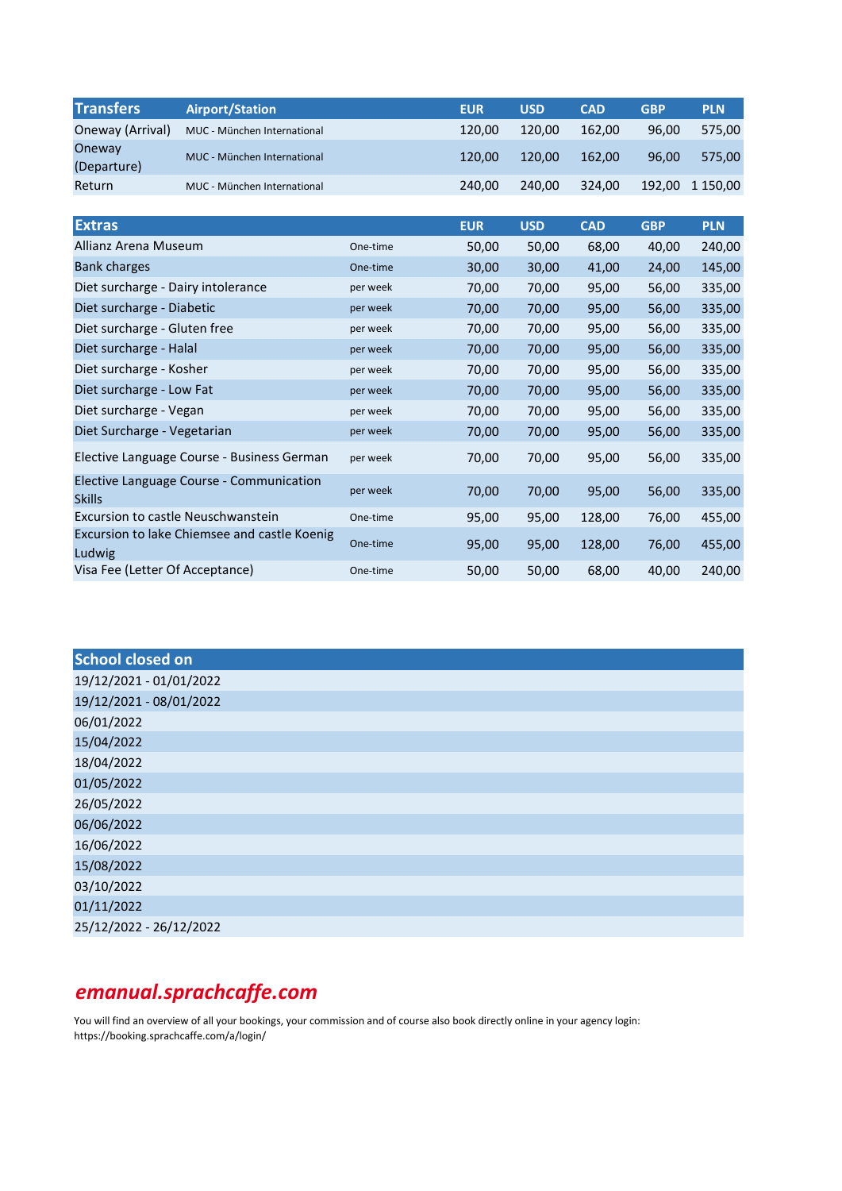| Transfers | Airport/Station | EUR | USD | CAD | GBP | PLN |
|---|---|---|---|---|---|---|
| Oneway (Arrival) | MUC - München International | 120,00 | 120,00 | 162,00 | 96,00 | 575,00 |
| Oneway (Departure) | MUC - München International | 120,00 | 120,00 | 162,00 | 96,00 | 575,00 |
| Return | MUC - München International | 240,00 | 240,00 | 324,00 | 192,00 | 1 150,00 |

| Extras | | EUR | USD | CAD | GBP | PLN |
|---|---|---|---|---|---|---|
| Allianz Arena Museum | One-time | 50,00 | 50,00 | 68,00 | 40,00 | 240,00 |
| Bank charges | One-time | 30,00 | 30,00 | 41,00 | 24,00 | 145,00 |
| Diet surcharge - Dairy intolerance | per week | 70,00 | 70,00 | 95,00 | 56,00 | 335,00 |
| Diet surcharge - Diabetic | per week | 70,00 | 70,00 | 95,00 | 56,00 | 335,00 |
| Diet surcharge - Gluten free | per week | 70,00 | 70,00 | 95,00 | 56,00 | 335,00 |
| Diet surcharge - Halal | per week | 70,00 | 70,00 | 95,00 | 56,00 | 335,00 |
| Diet surcharge - Kosher | per week | 70,00 | 70,00 | 95,00 | 56,00 | 335,00 |
| Diet surcharge - Low Fat | per week | 70,00 | 70,00 | 95,00 | 56,00 | 335,00 |
| Diet surcharge - Vegan | per week | 70,00 | 70,00 | 95,00 | 56,00 | 335,00 |
| Diet Surcharge - Vegetarian | per week | 70,00 | 70,00 | 95,00 | 56,00 | 335,00 |
| Elective Language Course - Business German | per week | 70,00 | 70,00 | 95,00 | 56,00 | 335,00 |
| Elective Language Course - Communication Skills | per week | 70,00 | 70,00 | 95,00 | 56,00 | 335,00 |
| Excursion to castle Neuschwanstein | One-time | 95,00 | 95,00 | 128,00 | 76,00 | 455,00 |
| Excursion to lake Chiemsee and castle Koenig Ludwig | One-time | 95,00 | 95,00 | 128,00 | 76,00 | 455,00 |
| Visa Fee (Letter Of Acceptance) | One-time | 50,00 | 50,00 | 68,00 | 40,00 | 240,00 |

| School closed on |
|---|
| 19/12/2021 - 01/01/2022 |
| 19/12/2021 - 08/01/2022 |
| 06/01/2022 |
| 15/04/2022 |
| 18/04/2022 |
| 01/05/2022 |
| 26/05/2022 |
| 06/06/2022 |
| 16/06/2022 |
| 15/08/2022 |
| 03/10/2022 |
| 01/11/2022 |
| 25/12/2022 - 26/12/2022 |

## *emanual.sprachcaffe.com*

You will find an overview of all your bookings, your commission and of course also book directly online in your agency login:
https://booking.sprachcaffe.com/a/login/